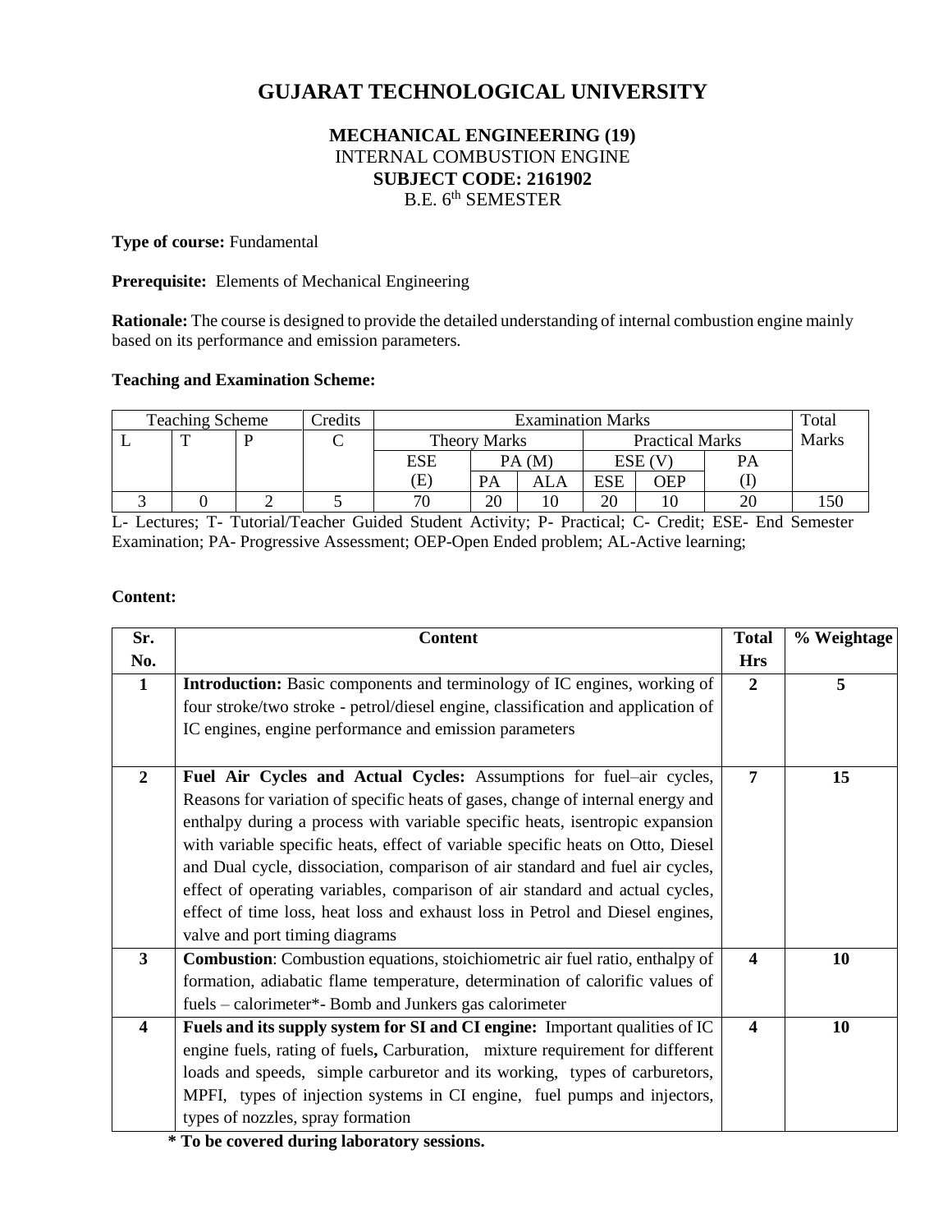# GUJARAT TECHNOLOGICAL UNIVERSITY

**MECHANICAL ENGINEERING (19)**
INTERNAL COMBUSTION ENGINE
**SUBJECT CODE: 2161902**
B.E. 6th SEMESTER

**Type of course:** Fundamental

**Prerequisite:** Elements of Mechanical Engineering

**Rationale:** The course is designed to provide the detailed understanding of internal combustion engine mainly based on its performance and emission parameters.

**Teaching and Examination Scheme:**

| Teaching Scheme | | | Credits | Examination Marks | | | | | | Total Marks |
|---|---|---|---|---|---|---|---|---|---|---|
| L | T | P | C | Theory Marks | | | Practical Marks | | | |
| | | | | ESE (E) | PA (M) | | ESE (V) | | PA (I) | |
| | | | | | PA | ALA | ESE | OEP | | |
| 3 | 0 | 2 | 5 | 70 | 20 | 10 | 20 | 10 | 20 | 150 |

L- Lectures; T- Tutorial/Teacher Guided Student Activity; P- Practical; C- Credit; ESE- End Semester Examination; PA- Progressive Assessment; OEP-Open Ended problem; AL-Active learning;

**Content:**

| Sr. No. | Content | Total Hrs | % Weightage |
|---|---|---|---|
| **1** | **Introduction:** Basic components and terminology of IC engines, working of four stroke/two stroke - petrol/diesel engine, classification and application of IC engines, engine performance and emission parameters | **2** | **5** |
| **2** | **Fuel Air Cycles and Actual Cycles:** Assumptions for fuel–air cycles, Reasons for variation of specific heats of gases, change of internal energy and enthalpy during a process with variable specific heats, isentropic expansion with variable specific heats, effect of variable specific heats on Otto, Diesel and Dual cycle, dissociation, comparison of air standard and fuel air cycles, effect of operating variables, comparison of air standard and actual cycles, effect of time loss, heat loss and exhaust loss in Petrol and Diesel engines, valve and port timing diagrams | **7** | **15** |
| **3** | **Combustion**: Combustion equations, stoichiometric air fuel ratio, enthalpy of formation, adiabatic flame temperature, determination of calorific values of fuels – calorimeter*- Bomb and Junkers gas calorimeter | **4** | **10** |
| **4** | **Fuels and its supply system for SI and CI engine:** Important qualities of IC engine fuels, rating of fuels**,** Carburation, mixture requirement for different loads and speeds, simple carburetor and its working, types of carburetors, MPFI, types of injection systems in CI engine, fuel pumps and injectors, types of nozzles, spray formation | **4** | **10** |

**\* To be covered during laboratory sessions.**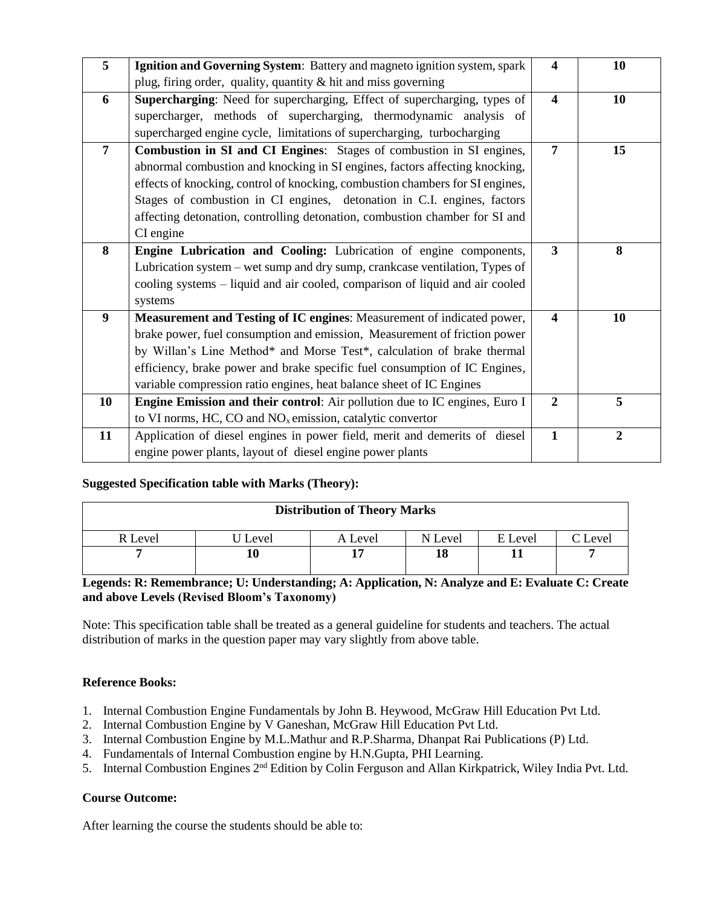| 5 | **Ignition and Governing System**: Battery and magneto ignition system, spark plug, firing order, quality, quantity & hit and miss governing | **4** | **10** |
|---|---|---|---|
| **6** | **Supercharging**: Need for supercharging, Effect of supercharging, types of supercharger, methods of supercharging, thermodynamic analysis of supercharged engine cycle, limitations of supercharging, turbocharging | **4** | **10** |
| **7** | **Combustion in SI and CI Engines**: Stages of combustion in SI engines, abnormal combustion and knocking in SI engines, factors affecting knocking, effects of knocking, control of knocking, combustion chambers for SI engines, Stages of combustion in CI engines, detonation in C.I. engines, factors affecting detonation, controlling detonation, combustion chamber for SI and CI engine | **7** | **15** |
| **8** | **Engine Lubrication and Cooling:** Lubrication of engine components, Lubrication system – wet sump and dry sump, crankcase ventilation, Types of cooling systems – liquid and air cooled, comparison of liquid and air cooled systems | **3** | **8** |
| **9** | **Measurement and Testing of IC engines**: Measurement of indicated power, brake power, fuel consumption and emission, Measurement of friction power by Willan's Line Method* and Morse Test*, calculation of brake thermal efficiency, brake power and brake specific fuel consumption of IC Engines, variable compression ratio engines, heat balance sheet of IC Engines | **4** | **10** |
| **10** | **Engine Emission and their control**: Air pollution due to IC engines, Euro I to VI norms, HC, CO and $NO_x$ emission, catalytic convertor | **2** | **5** |
| **11** | Application of diesel engines in power field, merit and demerits of diesel engine power plants, layout of diesel engine power plants | **1** | **2** |

**Suggested Specification table with Marks (Theory):**

| **Distribution of Theory Marks** | | | | | |
|---|---|---|---|---|---|
| R Level | U Level | A Level | N Level | E Level | C Level |
| **7** | **10** | **17** | **18** | **11** | **7** |

**Legends: R: Remembrance; U: Understanding; A: Application, N: Analyze and E: Evaluate C: Create and above Levels (Revised Bloom's Taxonomy)**

Note: This specification table shall be treated as a general guideline for students and teachers. The actual distribution of marks in the question paper may vary slightly from above table.

**Reference Books:**

1. Internal Combustion Engine Fundamentals by John B. Heywood, McGraw Hill Education Pvt Ltd.
2. Internal Combustion Engine by V Ganeshan, McGraw Hill Education Pvt Ltd.
3. Internal Combustion Engine by M.L.Mathur and R.P.Sharma, Dhanpat Rai Publications (P) Ltd.
4. Fundamentals of Internal Combustion engine by H.N.Gupta, PHI Learning.
5. Internal Combustion Engines 2nd Edition by Colin Ferguson and Allan Kirkpatrick, Wiley India Pvt. Ltd.

**Course Outcome:**

After learning the course the students should be able to: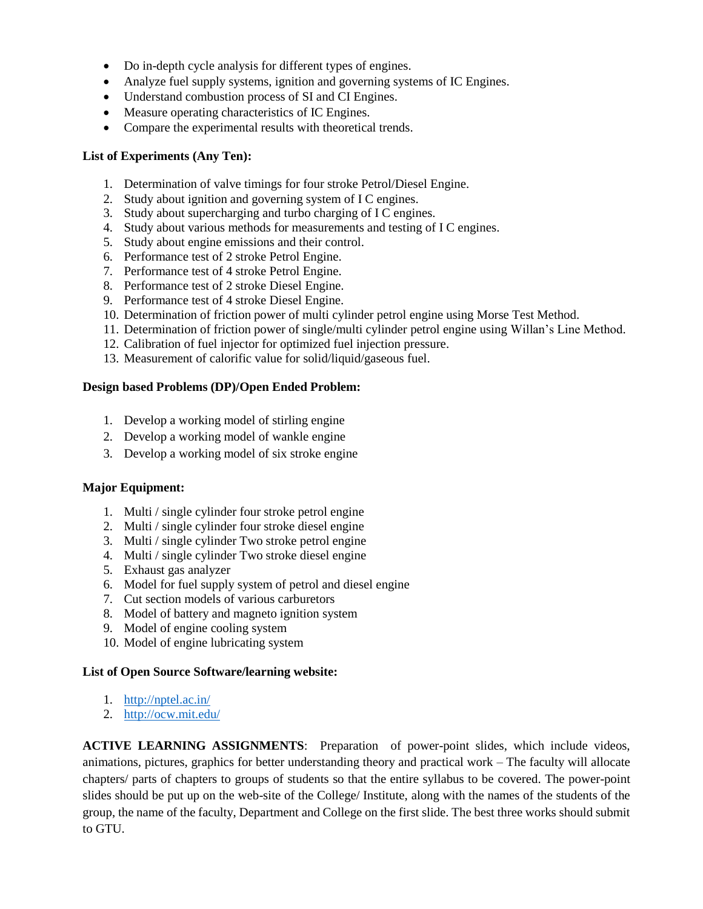- Do in-depth cycle analysis for different types of engines.
- Analyze fuel supply systems, ignition and governing systems of IC Engines.
- Understand combustion process of SI and CI Engines.
- Measure operating characteristics of IC Engines.
- Compare the experimental results with theoretical trends.

**List of Experiments (Any Ten):**

1. Determination of valve timings for four stroke Petrol/Diesel Engine.
2. Study about ignition and governing system of I C engines.
3. Study about supercharging and turbo charging of I C engines.
4. Study about various methods for measurements and testing of I C engines.
5. Study about engine emissions and their control.
6. Performance test of 2 stroke Petrol Engine.
7. Performance test of 4 stroke Petrol Engine.
8. Performance test of 2 stroke Diesel Engine.
9. Performance test of 4 stroke Diesel Engine.
10. Determination of friction power of multi cylinder petrol engine using Morse Test Method.
11. Determination of friction power of single/multi cylinder petrol engine using Willan's Line Method.
12. Calibration of fuel injector for optimized fuel injection pressure.
13. Measurement of calorific value for solid/liquid/gaseous fuel.

**Design based Problems (DP)/Open Ended Problem:**

1. Develop a working model of stirling engine
2. Develop a working model of wankle engine
3. Develop a working model of six stroke engine

**Major Equipment:**

1. Multi / single cylinder four stroke petrol engine
2. Multi / single cylinder four stroke diesel engine
3. Multi / single cylinder Two stroke petrol engine
4. Multi / single cylinder Two stroke diesel engine
5. Exhaust gas analyzer
6. Model for fuel supply system of petrol and diesel engine
7. Cut section models of various carburetors
8. Model of battery and magneto ignition system
9. Model of engine cooling system
10. Model of engine lubricating system

**List of Open Source Software/learning website:**

1. http://nptel.ac.in/
2. http://ocw.mit.edu/

**ACTIVE LEARNING ASSIGNMENTS**: Preparation of power-point slides, which include videos, animations, pictures, graphics for better understanding theory and practical work – The faculty will allocate chapters/ parts of chapters to groups of students so that the entire syllabus to be covered. The power-point slides should be put up on the web-site of the College/ Institute, along with the names of the students of the group, the name of the faculty, Department and College on the first slide. The best three works should submit to GTU.